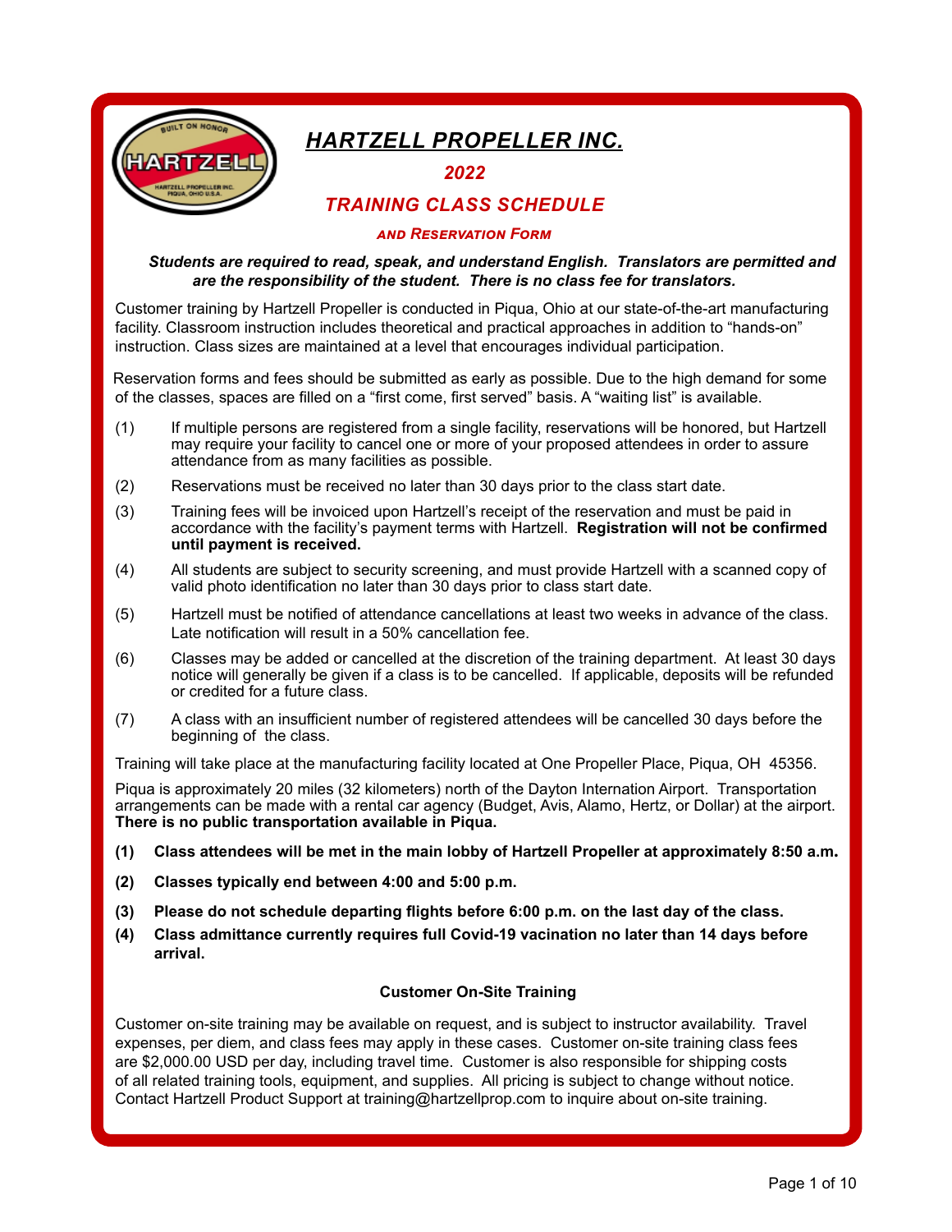# *HARTZELL PROPELLER INC.*

## *2022*

## *TRAINING CLASS SCHEDULE*

### *AND RESERVATION FORM*

***Students are required to read, speak, and understand English. Translators are permitted and are the responsibility of the student. There is no class fee for translators.***

Customer training by Hartzell Propeller is conducted in Piqua, Ohio at our state-of-the-art manufacturing facility. Classroom instruction includes theoretical and practical approaches in addition to “hands-on” instruction. Class sizes are maintained at a level that encourages individual participation.

Reservation forms and fees should be submitted as early as possible. Due to the high demand for some of the classes, spaces are filled on a “first come, first served” basis. A “waiting list” is available.

(1) If multiple persons are registered from a single facility, reservations will be honored, but Hartzell may require your facility to cancel one or more of your proposed attendees in order to assure attendance from as many facilities as possible.

(2) Reservations must be received no later than 30 days prior to the class start date.

(3) Training fees will be invoiced upon Hartzell’s receipt of the reservation and must be paid in accordance with the facility’s payment terms with Hartzell. **Registration will not be confirmed until payment is received.**

(4) All students are subject to security screening, and must provide Hartzell with a scanned copy of valid photo identification no later than 30 days prior to class start date.

(5) Hartzell must be notified of attendance cancellations at least two weeks in advance of the class. Late notification will result in a 50% cancellation fee.

(6) Classes may be added or cancelled at the discretion of the training department. At least 30 days notice will generally be given if a class is to be cancelled. If applicable, deposits will be refunded or credited for a future class.

(7) A class with an insufficient number of registered attendees will be cancelled 30 days before the beginning of the class.

Training will take place at the manufacturing facility located at One Propeller Place, Piqua, OH 45356.

Piqua is approximately 20 miles (32 kilometers) north of the Dayton Internation Airport. Transportation arrangements can be made with a rental car agency (Budget, Avis, Alamo, Hertz, or Dollar) at the airport. **There is no public transportation available in Piqua.**

**(1) Class attendees will be met in the main lobby of Hartzell Propeller at approximately 8:50 a.m.**

**(2) Classes typically end between 4:00 and 5:00 p.m.**

**(3) Please do not schedule departing flights before 6:00 p.m. on the last day of the class.**

**(4) Class admittance currently requires full Covid-19 vacination no later than 14 days before arrival.**

### Customer On-Site Training

Customer on-site training may be available on request, and is subject to instructor availability. Travel expenses, per diem, and class fees may apply in these cases. Customer on-site training class fees are $2,000.00 USD per day, including travel time. Customer is also responsible for shipping costs of all related training tools, equipment, and supplies. All pricing is subject to change without notice. Contact Hartzell Product Support at training@hartzellprop.com to inquire about on-site training.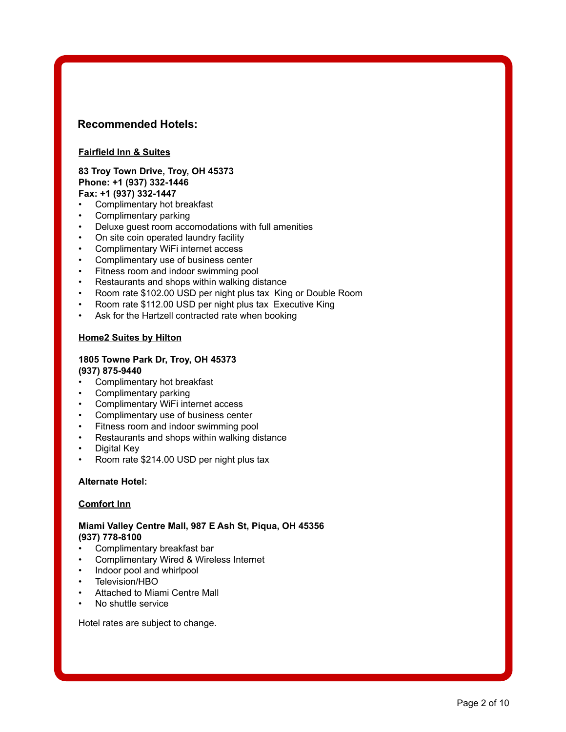## Recommended Hotels:

**Fairfield Inn & Suites**

**83 Troy Town Drive, Troy, OH 45373**
**Phone: +1 (937) 332-1446**
**Fax: +1 (937) 332-1447**

- Complimentary hot breakfast
- Complimentary parking
- Deluxe guest room accomodations with full amenities
- On site coin operated laundry facility
- Complimentary WiFi internet access
- Complimentary use of business center
- Fitness room and indoor swimming pool
- Restaurants and shops within walking distance
- Room rate $102.00 USD per night plus tax King or Double Room
- Room rate $112.00 USD per night plus tax Executive King
- Ask for the Hartzell contracted rate when booking

**Home2 Suites by Hilton**

**1805 Towne Park Dr, Troy, OH 45373**
**(937) 875-9440**

- Complimentary hot breakfast
- Complimentary parking
- Complimentary WiFi internet access
- Complimentary use of business center
- Fitness room and indoor swimming pool
- Restaurants and shops within walking distance
- Digital Key
- Room rate $214.00 USD per night plus tax

**Alternate Hotel:**

**Comfort Inn**

**Miami Valley Centre Mall, 987 E Ash St, Piqua, OH 45356**
**(937) 778-8100**

- Complimentary breakfast bar
- Complimentary Wired & Wireless Internet
- Indoor pool and whirlpool
- Television/HBO
- Attached to Miami Centre Mall
- No shuttle service

Hotel rates are subject to change.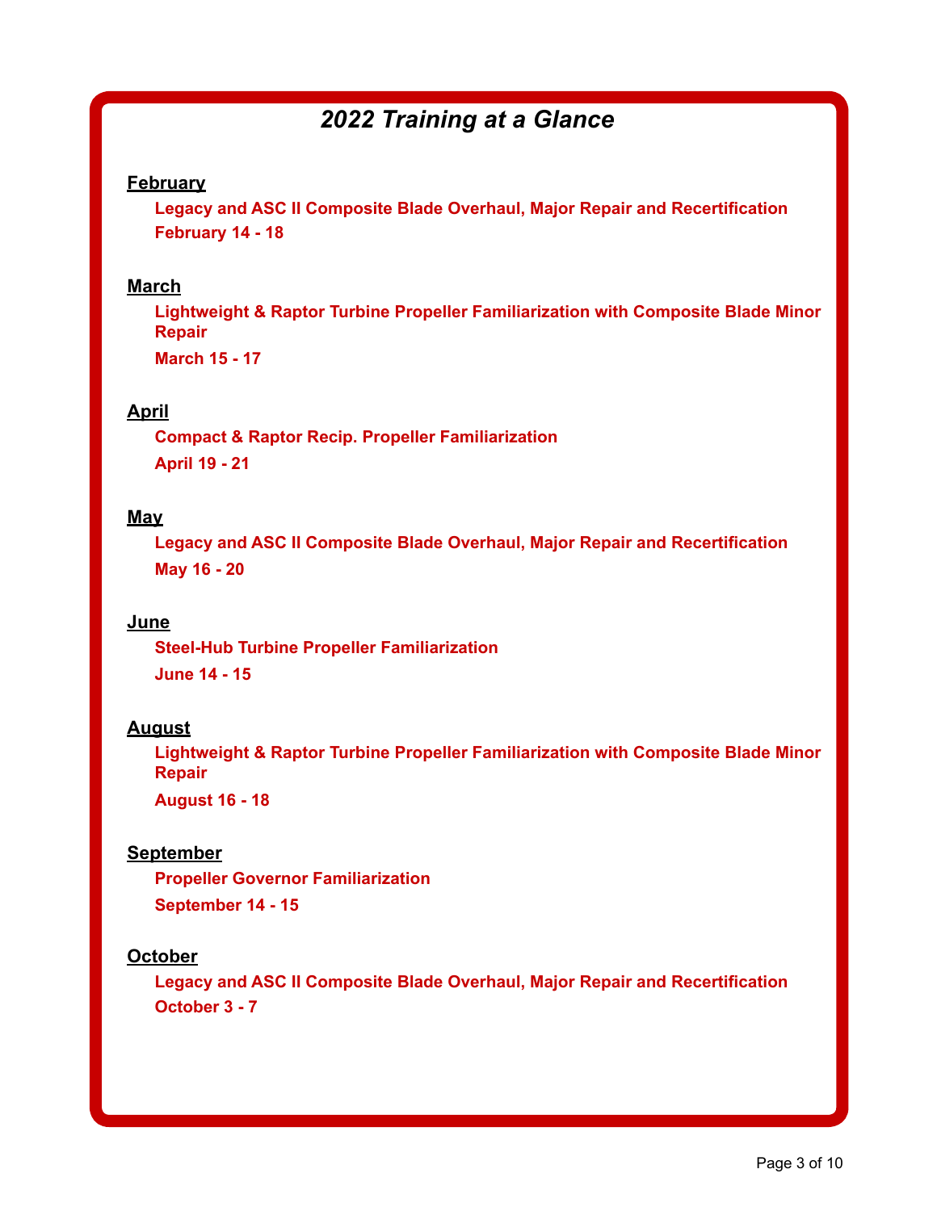# *2022 Training at a Glance*

## February

**Legacy and ASC II Composite Blade Overhaul, Major Repair and Recertification**

**February 14 - 18**

## March

**Lightweight & Raptor Turbine Propeller Familiarization with Composite Blade Minor Repair**

**March 15 - 17**

## April

**Compact & Raptor Recip. Propeller Familiarization**

**April 19 - 21**

## May

**Legacy and ASC II Composite Blade Overhaul, Major Repair and Recertification**

**May 16 - 20**

## June

**Steel-Hub Turbine Propeller Familiarization**

**June 14 - 15**

## August

**Lightweight & Raptor Turbine Propeller Familiarization with Composite Blade Minor Repair**

**August 16 - 18**

## September

**Propeller Governor Familiarization**

**September 14 - 15**

## October

**Legacy and ASC II Composite Blade Overhaul, Major Repair and Recertification**

**October 3 - 7**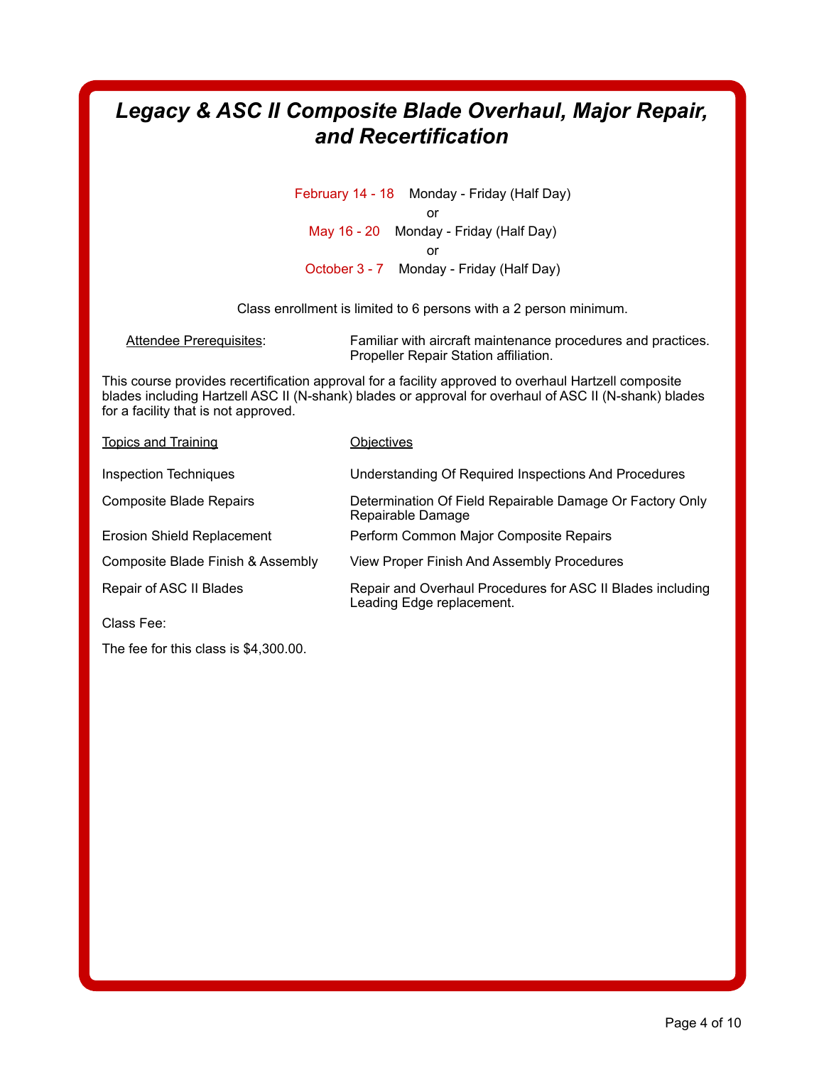# *Legacy & ASC II Composite Blade Overhaul, Major Repair, and Recertification*

February 14 - 18 Monday - Friday (Half Day)

or

May 16 - 20 Monday - Friday (Half Day)

or

October 3 - 7 Monday - Friday (Half Day)

Class enrollment is limited to 6 persons with a 2 person minimum.

| Attendee Prerequisites: | Familiar with aircraft maintenance procedures and practices. Propeller Repair Station affiliation. |
|---|---|

This course provides recertification approval for a facility approved to overhaul Hartzell composite blades including Hartzell ASC II (N-shank) blades or approval for overhaul of ASC II (N-shank) blades for a facility that is not approved.

| Topics and Training | Objectives |
|---|---|
| Inspection Techniques | Understanding Of Required Inspections And Procedures |
| Composite Blade Repairs | Determination Of Field Repairable Damage Or Factory Only Repairable Damage |
| Erosion Shield Replacement | Perform Common Major Composite Repairs |
| Composite Blade Finish & Assembly | View Proper Finish And Assembly Procedures |
| Repair of ASC II Blades | Repair and Overhaul Procedures for ASC II Blades including Leading Edge replacement. |

Class Fee:

The fee for this class is $4,300.00.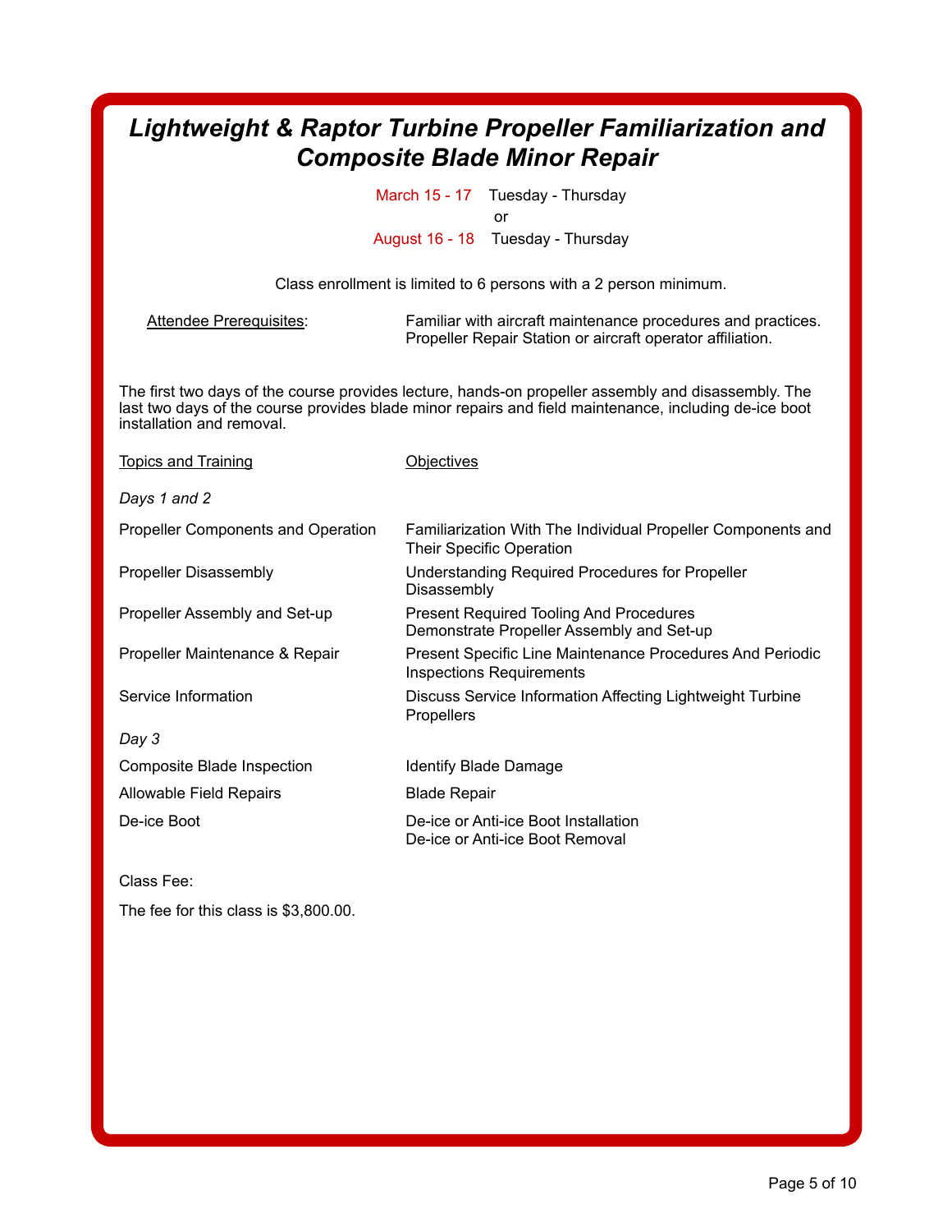# *Lightweight & Raptor Turbine Propeller Familiarization and Composite Blade Minor Repair*

March 15 - 17 Tuesday - Thursday

or

August 16 - 18 Tuesday - Thursday

Class enrollment is limited to 6 persons with a 2 person minimum.

| Attendee Prerequisites: | Familiar with aircraft maintenance procedures and practices. Propeller Repair Station or aircraft operator affiliation. |
| --- | --- |

The first two days of the course provides lecture, hands-on propeller assembly and disassembly. The last two days of the course provides blade minor repairs and field maintenance, including de-ice boot installation and removal.

| Topics and Training | Objectives |
| --- | --- |
| *Days 1 and 2* | |
| Propeller Components and Operation | Familiarization With The Individual Propeller Components and Their Specific Operation |
| Propeller Disassembly | Understanding Required Procedures for Propeller Disassembly |
| Propeller Assembly and Set-up | Present Required Tooling And Procedures<br>Demonstrate Propeller Assembly and Set-up |
| Propeller Maintenance & Repair | Present Specific Line Maintenance Procedures And Periodic Inspections Requirements |
| Service Information | Discuss Service Information Affecting Lightweight Turbine Propellers |
| *Day 3* | |
| Composite Blade Inspection | Identify Blade Damage |
| Allowable Field Repairs | Blade Repair |
| De-ice Boot | De-ice or Anti-ice Boot Installation<br>De-ice or Anti-ice Boot Removal |

Class Fee:

The fee for this class is $3,800.00.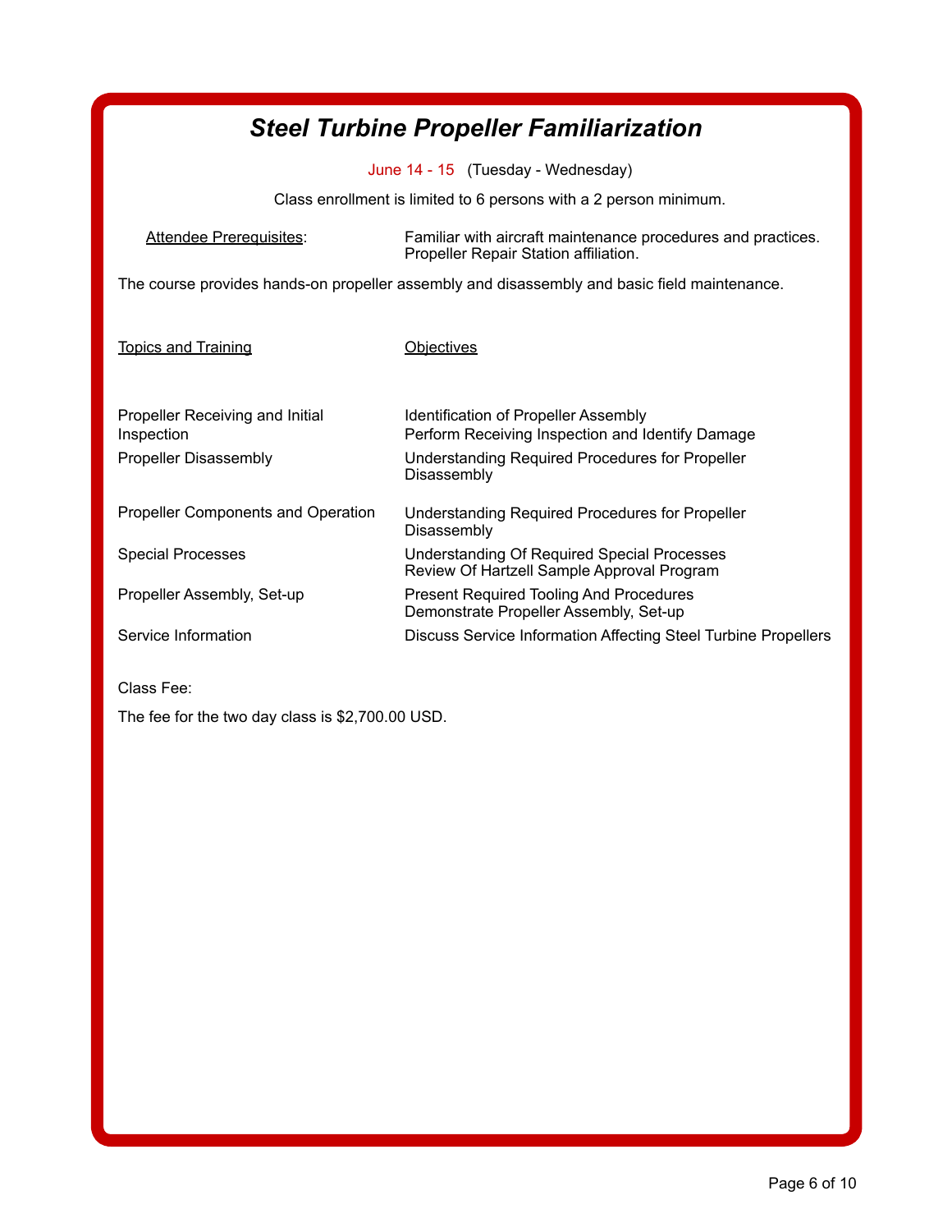# *Steel Turbine Propeller Familiarization*

June 14 - 15 (Tuesday - Wednesday)

Class enrollment is limited to 6 persons with a 2 person minimum.

| Attendee Prerequisites: | Familiar with aircraft maintenance procedures and practices. Propeller Repair Station affiliation. |
|---|---|

The course provides hands-on propeller assembly and disassembly and basic field maintenance.

| Topics and Training | Objectives |
|---|---|
| Propeller Receiving and Initial Inspection | Identification of Propeller Assembly<br>Perform Receiving Inspection and Identify Damage |
| Propeller Disassembly | Understanding Required Procedures for Propeller Disassembly |
| Propeller Components and Operation | Understanding Required Procedures for Propeller Disassembly |
| Special Processes | Understanding Of Required Special Processes<br>Review Of Hartzell Sample Approval Program |
| Propeller Assembly, Set-up | Present Required Tooling And Procedures<br>Demonstrate Propeller Assembly, Set-up |
| Service Information | Discuss Service Information Affecting Steel Turbine Propellers |

Class Fee:

The fee for the two day class is $2,700.00 USD.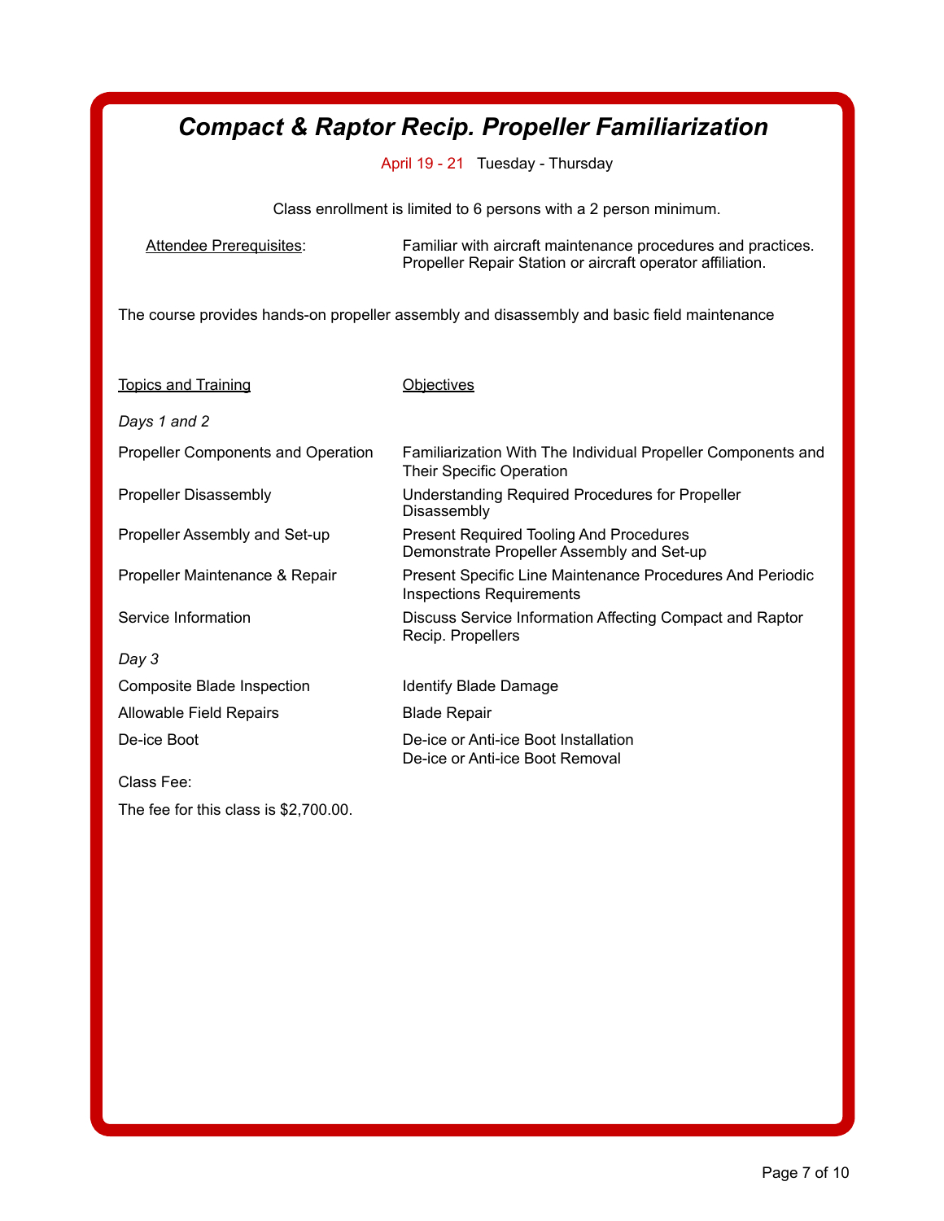# *Compact & Raptor Recip. Propeller Familiarization*

April 19 - 21   Tuesday - Thursday

Class enrollment is limited to 6 persons with a 2 person minimum.

| Attendee Prerequisites: | Familiar with aircraft maintenance procedures and practices. Propeller Repair Station or aircraft operator affiliation. |
|---|---|

The course provides hands-on propeller assembly and disassembly and basic field maintenance

| Topics and Training | Objectives |
|---|---|
| *Days 1 and 2* | |
| Propeller Components and Operation | Familiarization With The Individual Propeller Components and Their Specific Operation |
| Propeller Disassembly | Understanding Required Procedures for Propeller Disassembly |
| Propeller Assembly and Set-up | Present Required Tooling And Procedures<br>Demonstrate Propeller Assembly and Set-up |
| Propeller Maintenance & Repair | Present Specific Line Maintenance Procedures And Periodic Inspections Requirements |
| Service Information | Discuss Service Information Affecting Compact and Raptor Recip. Propellers |
| *Day 3* | |
| Composite Blade Inspection | Identify Blade Damage |
| Allowable Field Repairs | Blade Repair |
| De-ice Boot | De-ice or Anti-ice Boot Installation<br>De-ice or Anti-ice Boot Removal |

Class Fee:

The fee for this class is $2,700.00.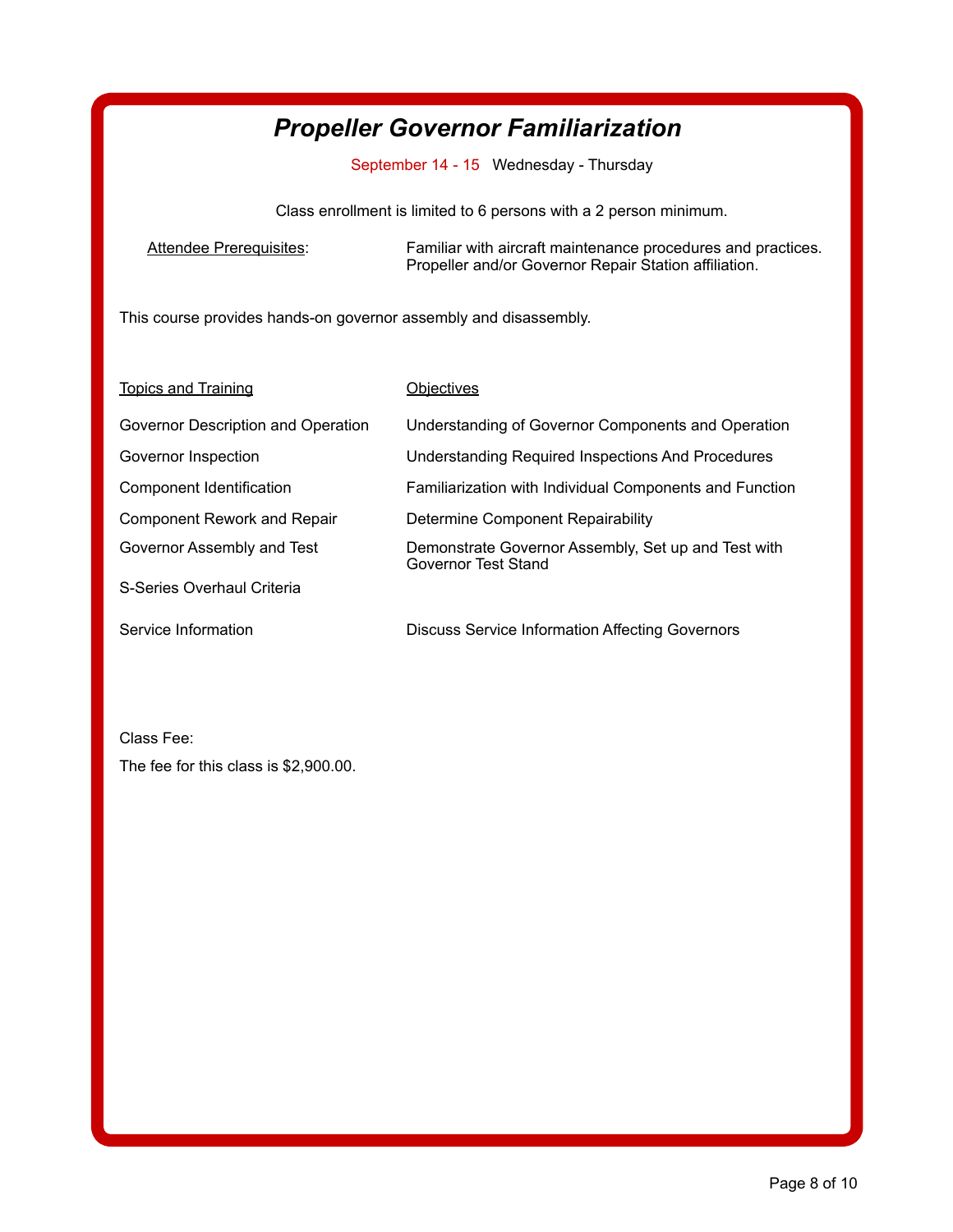# *Propeller Governor Familiarization*

September 14 - 15 Wednesday - Thursday

Class enrollment is limited to 6 persons with a 2 person minimum.

| Attendee Prerequisites: | Familiar with aircraft maintenance procedures and practices. Propeller and/or Governor Repair Station affiliation. |
|---|---|

This course provides hands-on governor assembly and disassembly.

| Topics and Training | Objectives |
|---|---|
| Governor Description and Operation | Understanding of Governor Components and Operation |
| Governor Inspection | Understanding Required Inspections And Procedures |
| Component Identification | Familiarization with Individual Components and Function |
| Component Rework and Repair | Determine Component Repairability |
| Governor Assembly and Test | Demonstrate Governor Assembly, Set up and Test with Governor Test Stand |
| S-Series Overhaul Criteria | |
| Service Information | Discuss Service Information Affecting Governors |

Class Fee:

The fee for this class is $2,900.00.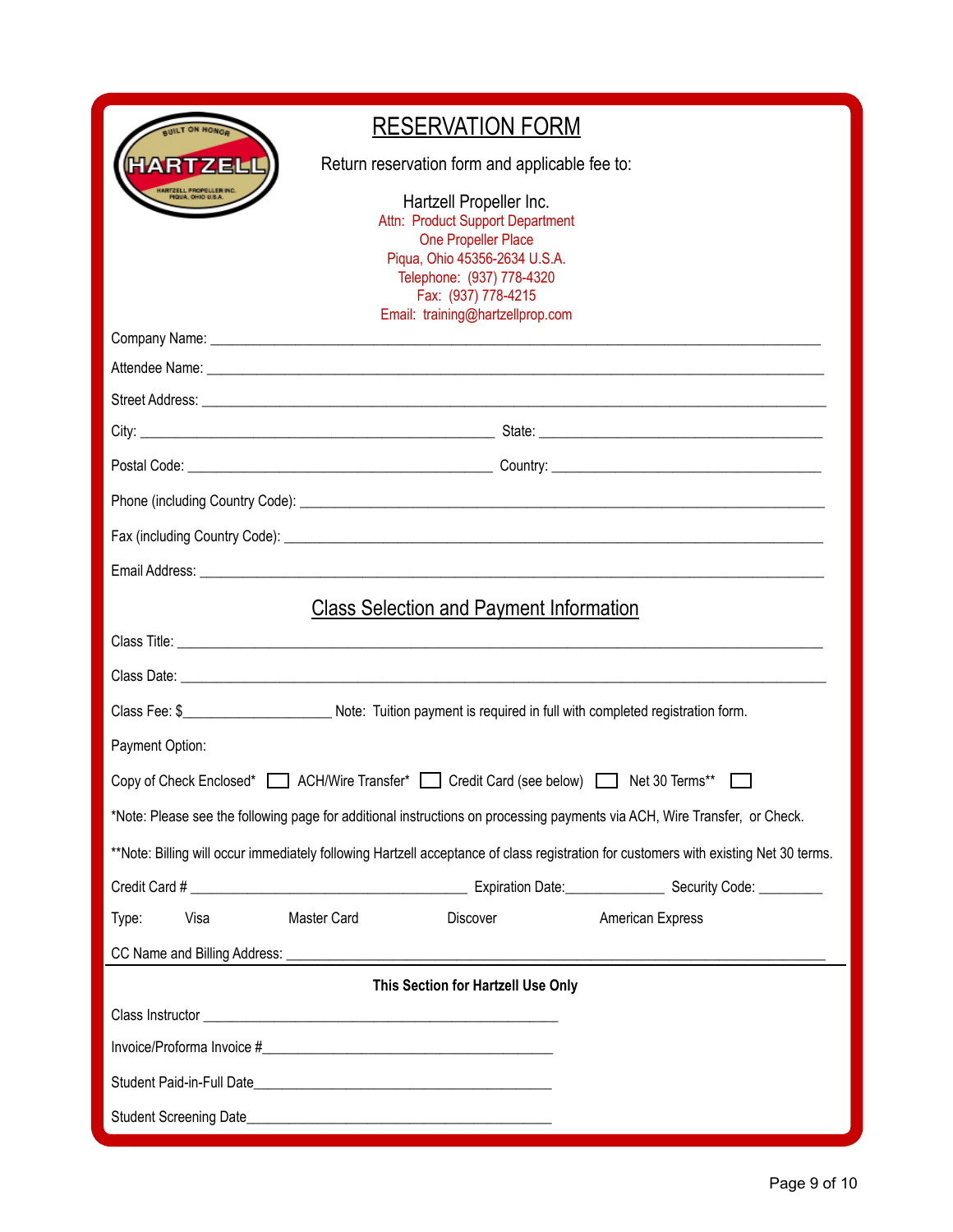# RESERVATION FORM

Return reservation form and applicable fee to:

Hartzell Propeller Inc.
Attn: Product Support Department
One Propeller Place
Piqua, Ohio 45356-2634 U.S.A.
Telephone: (937) 778-4320
Fax: (937) 778-4215
Email: training@hartzellprop.com

Company Name: ______________________________________________

Attendee Name: ______________________________________________

Street Address: ______________________________________________

City: ______________________________ State: ______________________________

Postal Code: ______________________________ Country: ______________________________

Phone (including Country Code): ______________________________________________

Fax (including Country Code): ______________________________________________

Email Address: ______________________________________________

## Class Selection and Payment Information

Class Title: ______________________________________________

Class Date: ______________________________________________

Class Fee: $____________________ Note: Tuition payment is required in full with completed registration form.

Payment Option:

Copy of Check Enclosed* ☐ ACH/Wire Transfer* ☐ Credit Card (see below) ☐ Net 30 Terms** ☐

*Note: Please see the following page for additional instructions on processing payments via ACH, Wire Transfer, or Check.

**Note: Billing will occur immediately following Hartzell acceptance of class registration for customers with existing Net 30 terms.

Credit Card # ______________________________ Expiration Date:______________ Security Code: _________

Type: Visa Master Card Discover American Express

CC Name and Billing Address: ______________________________________________

**This Section for Hartzell Use Only**

Class Instructor ______________________________________________

Invoice/Proforma Invoice #______________________________________________

Student Paid-in-Full Date______________________________________________

Student Screening Date______________________________________________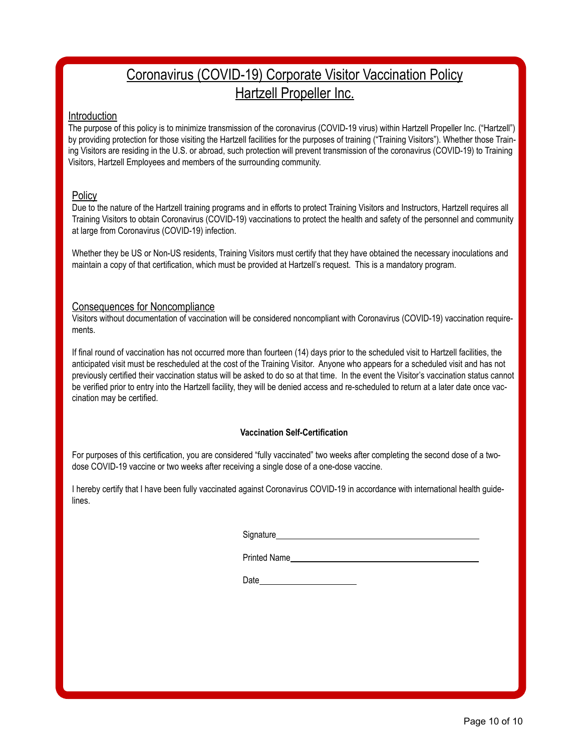# Coronavirus (COVID-19) Corporate Visitor Vaccination Policy
# Hartzell Propeller Inc.

## Introduction

The purpose of this policy is to minimize transmission of the coronavirus (COVID-19 virus) within Hartzell Propeller Inc. ("Hartzell") by providing protection for those visiting the Hartzell facilities for the purposes of training ("Training Visitors"). Whether those Training Visitors are residing in the U.S. or abroad, such protection will prevent transmission of the coronavirus (COVID-19) to Training Visitors, Hartzell Employees and members of the surrounding community.

## Policy

Due to the nature of the Hartzell training programs and in efforts to protect Training Visitors and Instructors, Hartzell requires all Training Visitors to obtain Coronavirus (COVID-19) vaccinations to protect the health and safety of the personnel and community at large from Coronavirus (COVID-19) infection.

Whether they be US or Non-US residents, Training Visitors must certify that they have obtained the necessary inoculations and maintain a copy of that certification, which must be provided at Hartzell's request. This is a mandatory program.

## Consequences for Noncompliance

Visitors without documentation of vaccination will be considered noncompliant with Coronavirus (COVID-19) vaccination requirements.

If final round of vaccination has not occurred more than fourteen (14) days prior to the scheduled visit to Hartzell facilities, the anticipated visit must be rescheduled at the cost of the Training Visitor. Anyone who appears for a scheduled visit and has not previously certified their vaccination status will be asked to do so at that time. In the event the Visitor's vaccination status cannot be verified prior to entry into the Hartzell facility, they will be denied access and re-scheduled to return at a later date once vaccination may be certified.

**Vaccination Self-Certification**

For purposes of this certification, you are considered "fully vaccinated" two weeks after completing the second dose of a two-dose COVID-19 vaccine or two weeks after receiving a single dose of a one-dose vaccine.

I hereby certify that I have been fully vaccinated against Coronavirus COVID-19 in accordance with international health guidelines.

Signature\_\_\_\_\_\_\_\_\_\_\_\_\_\_\_\_\_\_\_\_\_\_\_\_\_\_\_\_\_\_\_\_\_\_\_\_

Printed Name\_\_\_\_\_\_\_\_\_\_\_\_\_\_\_\_\_\_\_\_\_\_\_\_\_\_\_\_\_\_\_\_

Date\_\_\_\_\_\_\_\_\_\_\_\_\_\_\_\_\_\_\_\_